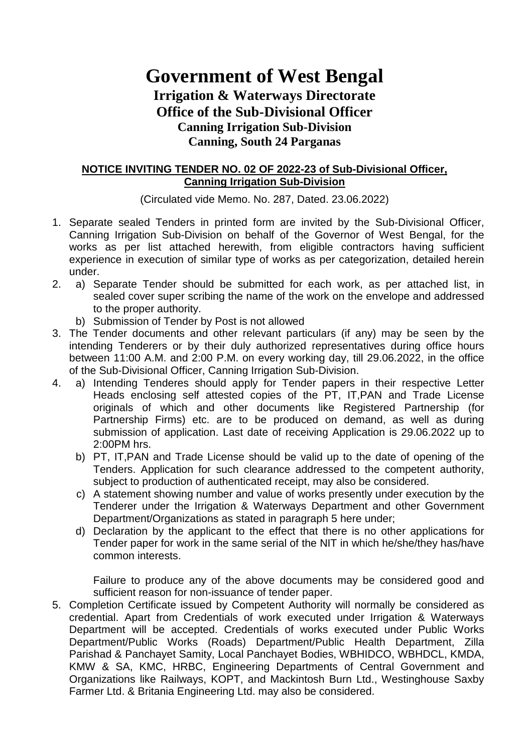# Government of West Bengal

## Irrigation & Waterways Directorate

## Office of the Sub-Divisional Officer

### Canning Irrigation Sub-Division

### Canning, South 24 Parganas

**NOTICE INVITING TENDER NO. 02 OF 2022-23 of Sub-Divisional Officer, Canning Irrigation Sub-Division**

(Circulated vide Memo. No. 287, Dated. 23.06.2022)

1. Separate sealed Tenders in printed form are invited by the Sub-Divisional Officer, Canning Irrigation Sub-Division on behalf of the Governor of West Bengal, for the works as per list attached herewith, from eligible contractors having sufficient experience in execution of similar type of works as per categorization, detailed herein under.
2. a) Separate Tender should be submitted for each work, as per attached list, in sealed cover super scribing the name of the work on the envelope and addressed to the proper authority.
   b) Submission of Tender by Post is not allowed
3. The Tender documents and other relevant particulars (if any) may be seen by the intending Tenderers or by their duly authorized representatives during office hours between 11:00 A.M. and 2:00 P.M. on every working day, till 29.06.2022, in the office of the Sub-Divisional Officer, Canning Irrigation Sub-Division.
4. a) Intending Tenderes should apply for Tender papers in their respective Letter Heads enclosing self attested copies of the PT, IT,PAN and Trade License originals of which and other documents like Registered Partnership (for Partnership Firms) etc. are to be produced on demand, as well as during submission of application. Last date of receiving Application is 29.06.2022 up to 2:00PM hrs.
   b) PT, IT,PAN and Trade License should be valid up to the date of opening of the Tenders. Application for such clearance addressed to the competent authority, subject to production of authenticated receipt, may also be considered.
   c) A statement showing number and value of works presently under execution by the Tenderer under the Irrigation & Waterways Department and other Government Department/Organizations as stated in paragraph 5 here under;
   d) Declaration by the applicant to the effect that there is no other applications for Tender paper for work in the same serial of the NIT in which he/she/they has/have common interests.

   Failure to produce any of the above documents may be considered good and sufficient reason for non-issuance of tender paper.
5. Completion Certificate issued by Competent Authority will normally be considered as credential. Apart from Credentials of work executed under Irrigation & Waterways Department will be accepted. Credentials of works executed under Public Works Department/Public Works (Roads) Department/Public Health Department, Zilla Parishad & Panchayet Samity, Local Panchayet Bodies, WBHIDCO, WBHDCL, KMDA, KMW & SA, KMC, HRBC, Engineering Departments of Central Government and Organizations like Railways, KOPT, and Mackintosh Burn Ltd., Westinghouse Saxby Farmer Ltd. & Britania Engineering Ltd. may also be considered.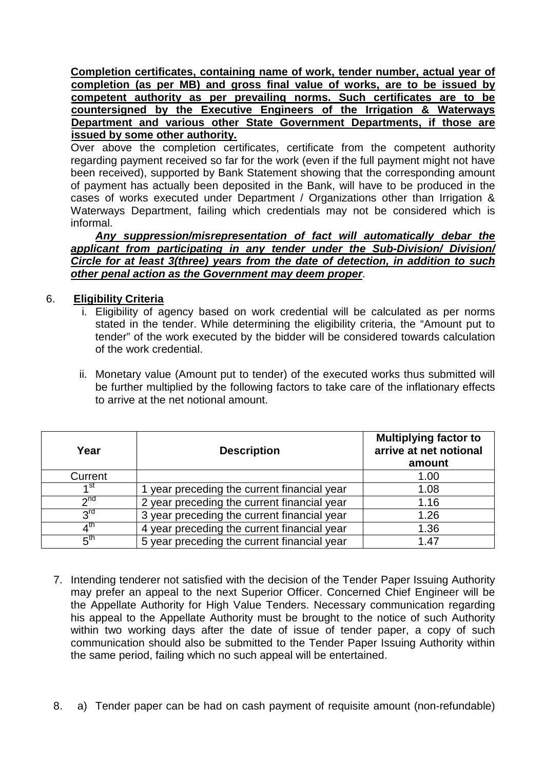**Completion certificates, containing name of work, tender number, actual year of completion (as per MB) and gross final value of works, are to be issued by competent authority as per prevailing norms. Such certificates are to be countersigned by the Executive Engineers of the Irrigation & Waterways Department and various other State Government Departments, if those are issued by some other authority.**

Over above the completion certificates, certificate from the competent authority regarding payment received so far for the work (even if the full payment might not have been received), supported by Bank Statement showing that the corresponding amount of payment has actually been deposited in the Bank, will have to be produced in the cases of works executed under Department / Organizations other than Irrigation & Waterways Department, failing which credentials may not be considered which is informal.

***Any suppression/misrepresentation of fact will automatically debar the applicant from participating in any tender under the Sub-Division/ Division/ Circle for at least 3(three) years from the date of detection, in addition to such other penal action as the Government may deem proper***.

6. **Eligibility Criteria**

   i. Eligibility of agency based on work credential will be calculated as per norms stated in the tender. While determining the eligibility criteria, the "Amount put to tender" of the work executed by the bidder will be considered towards calculation of the work credential.

   ii. Monetary value (Amount put to tender) of the executed works thus submitted will be further multiplied by the following factors to take care of the inflationary effects to arrive at the net notional amount.

| Year | Description | Multiplying factor to arrive at net notional amount |
|---|---|---|
| Current | | 1.00 |
| 1st | 1 year preceding the current financial year | 1.08 |
| 2nd | 2 year preceding the current financial year | 1.16 |
| 3rd | 3 year preceding the current financial year | 1.26 |
| 4th | 4 year preceding the current financial year | 1.36 |
| 5th | 5 year preceding the current financial year | 1.47 |

7. Intending tenderer not satisfied with the decision of the Tender Paper Issuing Authority may prefer an appeal to the next Superior Officer. Concerned Chief Engineer will be the Appellate Authority for High Value Tenders. Necessary communication regarding his appeal to the Appellate Authority must be brought to the notice of such Authority within two working days after the date of issue of tender paper, a copy of such communication should also be submitted to the Tender Paper Issuing Authority within the same period, failing which no such appeal will be entertained.

8. a) Tender paper can be had on cash payment of requisite amount (non-refundable)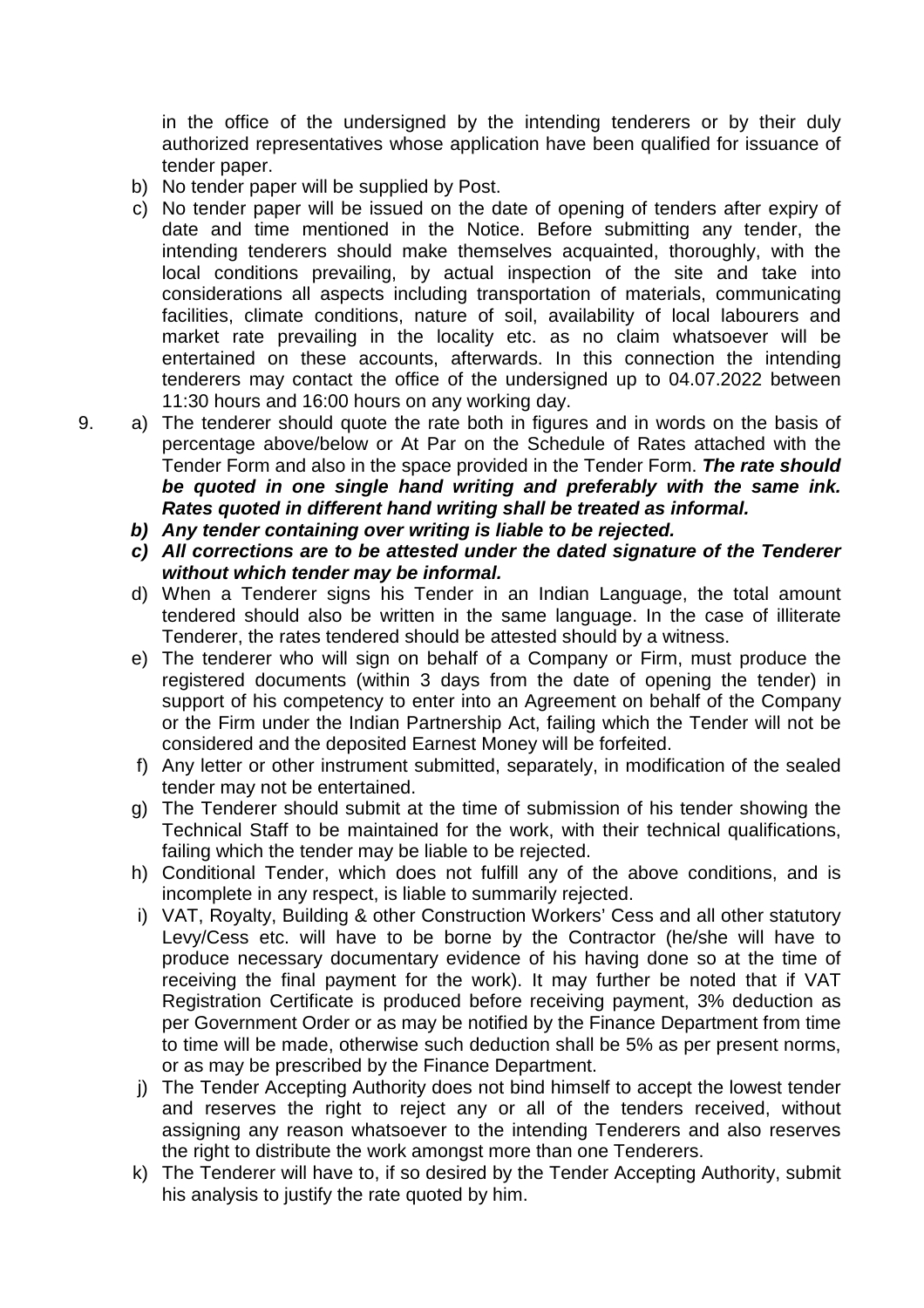in the office of the undersigned by the intending tenderers or by their duly authorized representatives whose application have been qualified for issuance of tender paper.

b) No tender paper will be supplied by Post.

c) No tender paper will be issued on the date of opening of tenders after expiry of date and time mentioned in the Notice. Before submitting any tender, the intending tenderers should make themselves acquainted, thoroughly, with the local conditions prevailing, by actual inspection of the site and take into considerations all aspects including transportation of materials, communicating facilities, climate conditions, nature of soil, availability of local labourers and market rate prevailing in the locality etc. as no claim whatsoever will be entertained on these accounts, afterwards. In this connection the intending tenderers may contact the office of the undersigned up to 04.07.2022 between 11:30 hours and 16:00 hours on any working day.

9. a) The tenderer should quote the rate both in figures and in words on the basis of percentage above/below or At Par on the Schedule of Rates attached with the Tender Form and also in the space provided in the Tender Form. ***The rate should be quoted in one single hand writing and preferably with the same ink. Rates quoted in different hand writing shall be treated as informal.***

   ***b) Any tender containing over writing is liable to be rejected.***

   ***c) All corrections are to be attested under the dated signature of the Tenderer without which tender may be informal.***

   d) When a Tenderer signs his Tender in an Indian Language, the total amount tendered should also be written in the same language. In the case of illiterate Tenderer, the rates tendered should be attested should by a witness.

   e) The tenderer who will sign on behalf of a Company or Firm, must produce the registered documents (within 3 days from the date of opening the tender) in support of his competency to enter into an Agreement on behalf of the Company or the Firm under the Indian Partnership Act, failing which the Tender will not be considered and the deposited Earnest Money will be forfeited.

   f) Any letter or other instrument submitted, separately, in modification of the sealed tender may not be entertained.

   g) The Tenderer should submit at the time of submission of his tender showing the Technical Staff to be maintained for the work, with their technical qualifications, failing which the tender may be liable to be rejected.

   h) Conditional Tender, which does not fulfill any of the above conditions, and is incomplete in any respect, is liable to summarily rejected.

   i) VAT, Royalty, Building & other Construction Workers' Cess and all other statutory Levy/Cess etc. will have to be borne by the Contractor (he/she will have to produce necessary documentary evidence of his having done so at the time of receiving the final payment for the work). It may further be noted that if VAT Registration Certificate is produced before receiving payment, 3% deduction as per Government Order or as may be notified by the Finance Department from time to time will be made, otherwise such deduction shall be 5% as per present norms, or as may be prescribed by the Finance Department.

   j) The Tender Accepting Authority does not bind himself to accept the lowest tender and reserves the right to reject any or all of the tenders received, without assigning any reason whatsoever to the intending Tenderers and also reserves the right to distribute the work amongst more than one Tenderers.

   k) The Tenderer will have to, if so desired by the Tender Accepting Authority, submit his analysis to justify the rate quoted by him.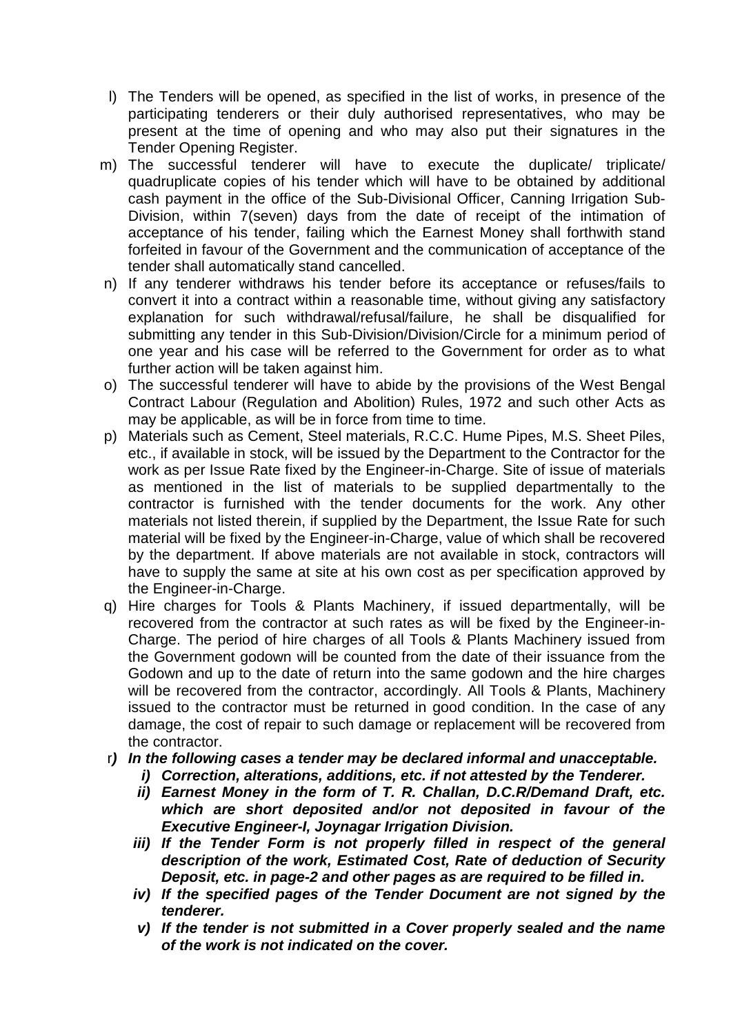l) The Tenders will be opened, as specified in the list of works, in presence of the participating tenderers or their duly authorised representatives, who may be present at the time of opening and who may also put their signatures in the Tender Opening Register.

m) The successful tenderer will have to execute the duplicate/ triplicate/ quadruplicate copies of his tender which will have to be obtained by additional cash payment in the office of the Sub-Divisional Officer, Canning Irrigation Sub-Division, within 7(seven) days from the date of receipt of the intimation of acceptance of his tender, failing which the Earnest Money shall forthwith stand forfeited in favour of the Government and the communication of acceptance of the tender shall automatically stand cancelled.

n) If any tenderer withdraws his tender before its acceptance or refuses/fails to convert it into a contract within a reasonable time, without giving any satisfactory explanation for such withdrawal/refusal/failure, he shall be disqualified for submitting any tender in this Sub-Division/Division/Circle for a minimum period of one year and his case will be referred to the Government for order as to what further action will be taken against him.

o) The successful tenderer will have to abide by the provisions of the West Bengal Contract Labour (Regulation and Abolition) Rules, 1972 and such other Acts as may be applicable, as will be in force from time to time.

p) Materials such as Cement, Steel materials, R.C.C. Hume Pipes, M.S. Sheet Piles, etc., if available in stock, will be issued by the Department to the Contractor for the work as per Issue Rate fixed by the Engineer-in-Charge. Site of issue of materials as mentioned in the list of materials to be supplied departmentally to the contractor is furnished with the tender documents for the work. Any other materials not listed therein, if supplied by the Department, the Issue Rate for such material will be fixed by the Engineer-in-Charge, value of which shall be recovered by the department. If above materials are not available in stock, contractors will have to supply the same at site at his own cost as per specification approved by the Engineer-in-Charge.

q) Hire charges for Tools & Plants Machinery, if issued departmentally, will be recovered from the contractor at such rates as will be fixed by the Engineer-in-Charge. The period of hire charges of all Tools & Plants Machinery issued from the Government godown will be counted from the date of their issuance from the Godown and up to the date of return into the same godown and the hire charges will be recovered from the contractor, accordingly. All Tools & Plants, Machinery issued to the contractor must be returned in good condition. In the case of any damage, the cost of repair to such damage or replacement will be recovered from the contractor.

r) ***In the following cases a tender may be declared informal and unacceptable.***

   ***i) Correction, alterations, additions, etc. if not attested by the Tenderer.***

   ***ii) Earnest Money in the form of T. R. Challan, D.C.R/Demand Draft, etc. which are short deposited and/or not deposited in favour of the Executive Engineer-I, Joynagar Irrigation Division.***

   ***iii) If the Tender Form is not properly filled in respect of the general description of the work, Estimated Cost, Rate of deduction of Security Deposit, etc. in page-2 and other pages as are required to be filled in.***

   ***iv) If the specified pages of the Tender Document are not signed by the tenderer.***

   ***v) If the tender is not submitted in a Cover properly sealed and the name of the work is not indicated on the cover.***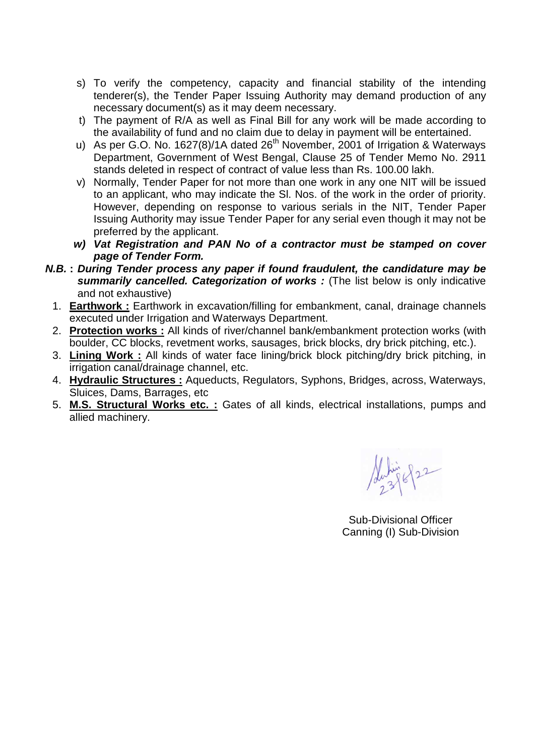s) To verify the competency, capacity and financial stability of the intending tenderer(s), the Tender Paper Issuing Authority may demand production of any necessary document(s) as it may deem necessary.

t) The payment of R/A as well as Final Bill for any work will be made according to the availability of fund and no claim due to delay in payment will be entertained.

u) As per G.O. No. 1627(8)/1A dated 26th November, 2001 of Irrigation & Waterways Department, Government of West Bengal, Clause 25 of Tender Memo No. 2911 stands deleted in respect of contract of value less than Rs. 100.00 lakh.

v) Normally, Tender Paper for not more than one work in any one NIT will be issued to an applicant, who may indicate the Sl. Nos. of the work in the order of priority. However, depending on response to various serials in the NIT, Tender Paper Issuing Authority may issue Tender Paper for any serial even though it may not be preferred by the applicant.

***w) Vat Registration and PAN No of a contractor must be stamped on cover page of Tender Form.***

***N.B.* : *During Tender process any paper if found fraudulent, the candidature may be summarily cancelled. Categorization of works :*** (The list below is only indicative and not exhaustive)

1. **Earthwork :** Earthwork in excavation/filling for embankment, canal, drainage channels executed under Irrigation and Waterways Department.
2. **Protection works :** All kinds of river/channel bank/embankment protection works (with boulder, CC blocks, revetment works, sausages, brick blocks, dry brick pitching, etc.).
3. **Lining Work :** All kinds of water face lining/brick block pitching/dry brick pitching, in irrigation canal/drainage channel, etc.
4. **Hydraulic Structures :** Aqueducts, Regulators, Syphons, Bridges, across, Waterways, Sluices, Dams, Barrages, etc
5. **M.S. Structural Works etc. :** Gates of all kinds, electrical installations, pumps and allied machinery.

23/6/22

Sub-Divisional Officer
Canning (I) Sub-Division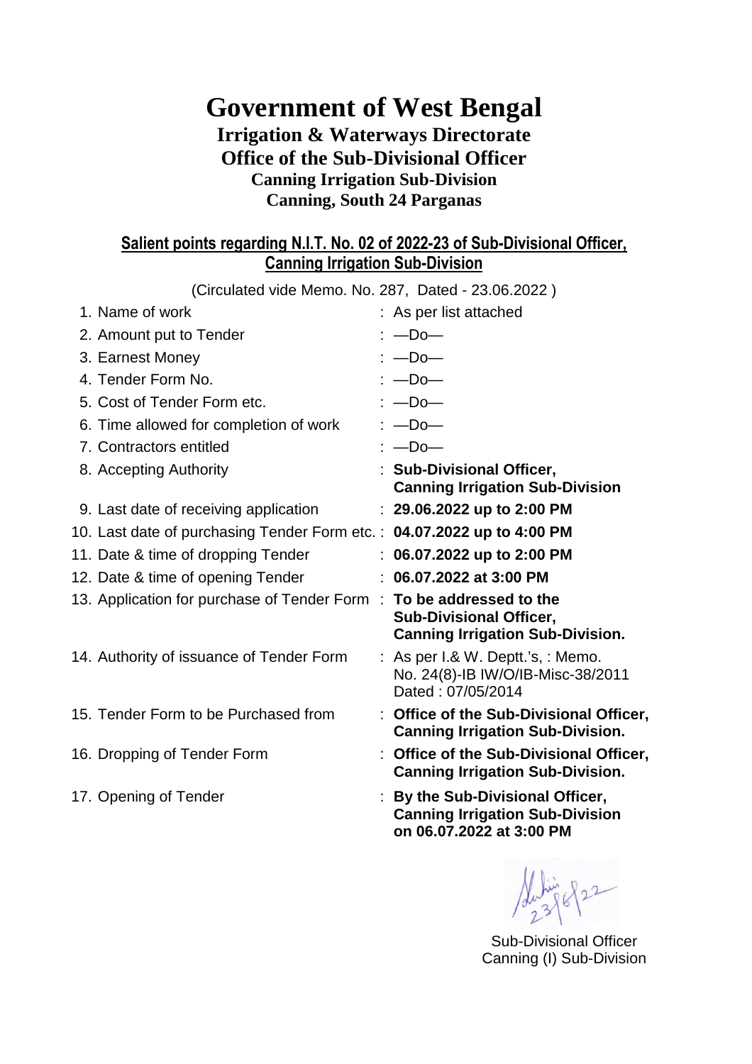# Government of West Bengal

## Irrigation & Waterways Directorate

## Office of the Sub-Divisional Officer

### Canning Irrigation Sub-Division

### Canning, South 24 Parganas

**Salient points regarding N.I.T. No. 02 of 2022-23 of Sub-Divisional Officer, Canning Irrigation Sub-Division**

(Circulated vide Memo. No. 287, Dated - 23.06.2022 )

| | | |
|---|---|---|
| 1. Name of work | : | As per list attached |
| 2. Amount put to Tender | : | —Do— |
| 3. Earnest Money | : | —Do— |
| 4. Tender Form No. | : | —Do— |
| 5. Cost of Tender Form etc. | : | —Do— |
| 6. Time allowed for completion of work | : | —Do— |
| 7. Contractors entitled | : | —Do— |
| 8. Accepting Authority | : | **Sub-Divisional Officer, Canning Irrigation Sub-Division** |
| 9. Last date of receiving application | : | **29.06.2022 up to 2:00 PM** |
| 10. Last date of purchasing Tender Form etc. | : | **04.07.2022 up to 4:00 PM** |
| 11. Date & time of dropping Tender | : | **06.07.2022 up to 2:00 PM** |
| 12. Date & time of opening Tender | : | **06.07.2022 at 3:00 PM** |
| 13. Application for purchase of Tender Form | : | **To be addressed to the Sub-Divisional Officer, Canning Irrigation Sub-Division.** |
| 14. Authority of issuance of Tender Form | : | As per I.& W. Deptt.'s, : Memo. No. 24(8)-IB IW/O/IB-Misc-38/2011 Dated : 07/05/2014 |
| 15. Tender Form to be Purchased from | : | **Office of the Sub-Divisional Officer, Canning Irrigation Sub-Division.** |
| 16. Dropping of Tender Form | : | **Office of the Sub-Divisional Officer, Canning Irrigation Sub-Division.** |
| 17. Opening of Tender | : | **By the Sub-Divisional Officer, Canning Irrigation Sub-Division on 06.07.2022 at 3:00 PM** |

23/6/22

Sub-Divisional Officer
Canning (I) Sub-Division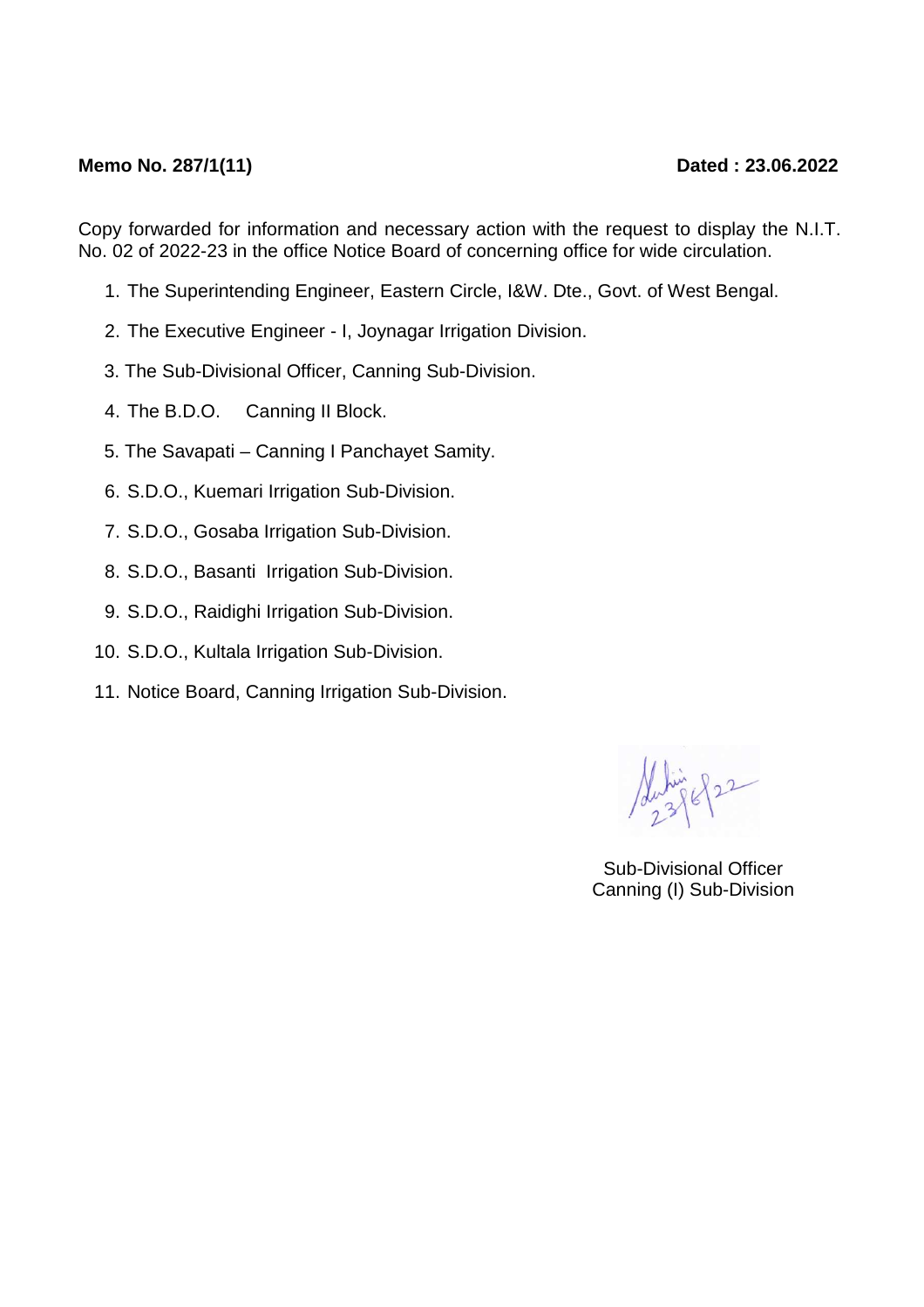**Memo No. 287/1(11)** **Dated : 23.06.2022**

Copy forwarded for information and necessary action with the request to display the N.I.T. No. 02 of 2022-23 in the office Notice Board of concerning office for wide circulation.

1. The Superintending Engineer, Eastern Circle, I&W. Dte., Govt. of West Bengal.
2. The Executive Engineer - I, Joynagar Irrigation Division.
3. The Sub-Divisional Officer, Canning Sub-Division.
4. The B.D.O. Canning II Block.
5. The Savapati – Canning I Panchayet Samity.
6. S.D.O., Kuemari Irrigation Sub-Division.
7. S.D.O., Gosaba Irrigation Sub-Division.
8. S.D.O., Basanti Irrigation Sub-Division.
9. S.D.O., Raidighi Irrigation Sub-Division.
10. S.D.O., Kultala Irrigation Sub-Division.
11. Notice Board, Canning Irrigation Sub-Division.

23/6/22

Sub-Divisional Officer
Canning (I) Sub-Division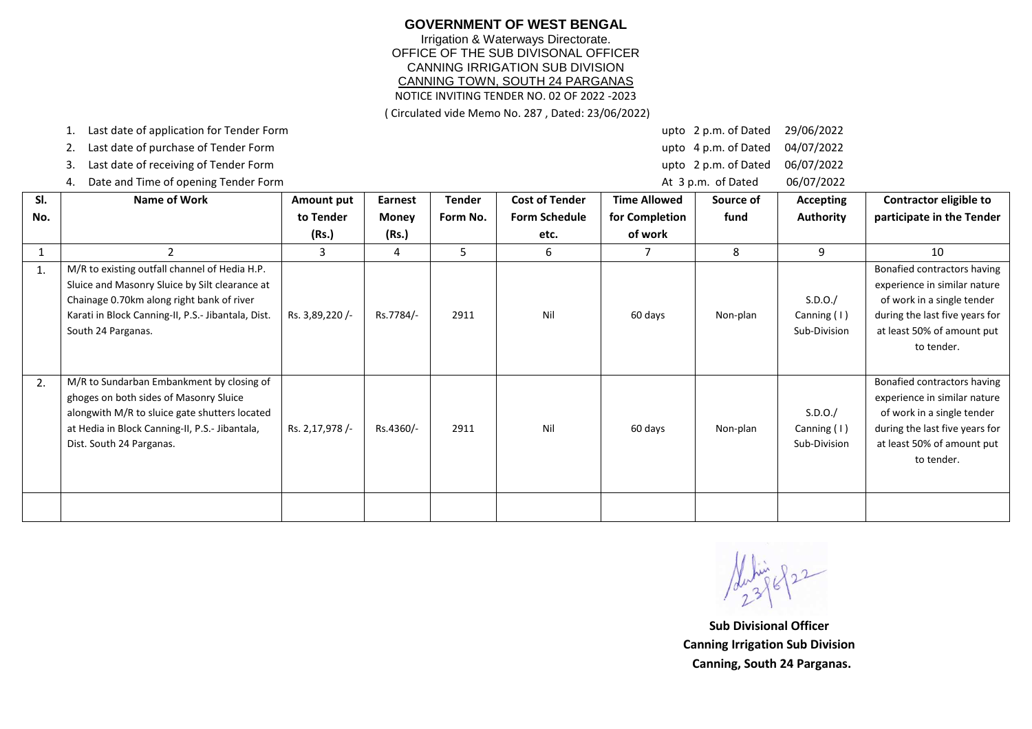# GOVERNMENT OF WEST BENGAL

Irrigation & Waterways Directorate.
OFFICE OF THE SUB DIVISONAL OFFICER
CANNING IRRIGATION SUB DIVISION
CANNING TOWN, SOUTH 24 PARGANAS
NOTICE INVITING TENDER NO. 02 OF 2022 -2023
( Circulated vide Memo No. 287 , Dated: 23/06/2022)

1. Last date of application for Tender Form — upto 2 p.m. of Dated 29/06/2022
2. Last date of purchase of Tender Form — upto 4 p.m. of Dated 04/07/2022
3. Last date of receiving of Tender Form — upto 2 p.m. of Dated 06/07/2022
4. Date and Time of opening Tender Form — At 3 p.m. of Dated 06/07/2022

| Sl. No. | Name of Work | Amount put to Tender (Rs.) | Earnest Money (Rs.) | Tender Form No. | Cost of Tender Form Schedule etc. | Time Allowed for Completion of work | Source of fund | Accepting Authority | Contractor eligible to participate in the Tender |
|---|---|---|---|---|---|---|---|---|---|
| 1 | 2 | 3 | 4 | 5 | 6 | 7 | 8 | 9 | 10 |
| 1. | M/R to existing outfall channel of Hedia H.P. Sluice and Masonry Sluice by Silt clearance at Chainage 0.70km along right bank of river Karati in Block Canning-II, P.S.- Jibantala, Dist. South 24 Parganas. | Rs. 3,89,220 /- | Rs.7784/- | 2911 | Nil | 60 days | Non-plan | S.D.O./ Canning ( I ) Sub-Division | Bonafied contractors having experience in similar nature of work in a single tender during the last five years for at least 50% of amount put to tender. |
| 2. | M/R to Sundarban Embankment by closing of ghoges on both sides of Masonry Sluice alongwith M/R to sluice gate shutters located at Hedia in Block Canning-II, P.S.- Jibantala, Dist. South 24 Parganas. | Rs. 2,17,978 /- | Rs.4360/- | 2911 | Nil | 60 days | Non-plan | S.D.O./ Canning ( I ) Sub-Division | Bonafied contractors having experience in similar nature of work in a single tender during the last five years for at least 50% of amount put to tender. |
| | | | | | | | | | |

23/6/22

**Sub Divisional Officer**
**Canning Irrigation Sub Division**
**Canning, South 24 Parganas.**